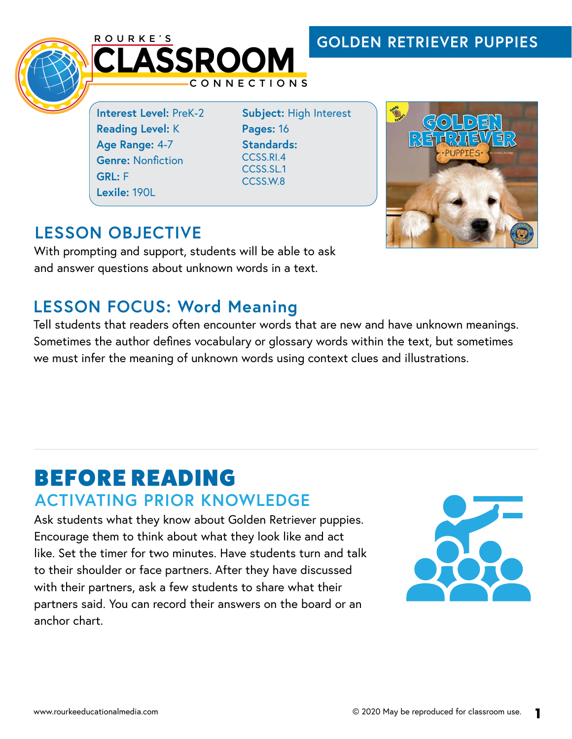ROURKE'S CLASSROOM CONNECTIONS

# GOLDEN RETRIEVER PUPPIES

**Interest Level:** PreK-2
**Reading Level:** K
**Age Range:** 4-7
**Genre:** Nonfiction
**GRL:** F
**Lexile:** 190L

**Subject:** High Interest
**Pages:** 16
**Standards:**
CCSS.RI.4
CCSS.SL.1
CCSS.W.8

## LESSON OBJECTIVE

With prompting and support, students will be able to ask and answer questions about unknown words in a text.

## LESSON FOCUS: Word Meaning

Tell students that readers often encounter words that are new and have unknown meanings. Sometimes the author defines vocabulary or glossary words within the text, but sometimes we must infer the meaning of unknown words using context clues and illustrations.

# BEFORE READING

## ACTIVATING PRIOR KNOWLEDGE

Ask students what they know about Golden Retriever puppies. Encourage them to think about what they look like and act like. Set the timer for two minutes. Have students turn and talk to their shoulder or face partners. After they have discussed with their partners, ask a few students to share what their partners said. You can record their answers on the board or an anchor chart.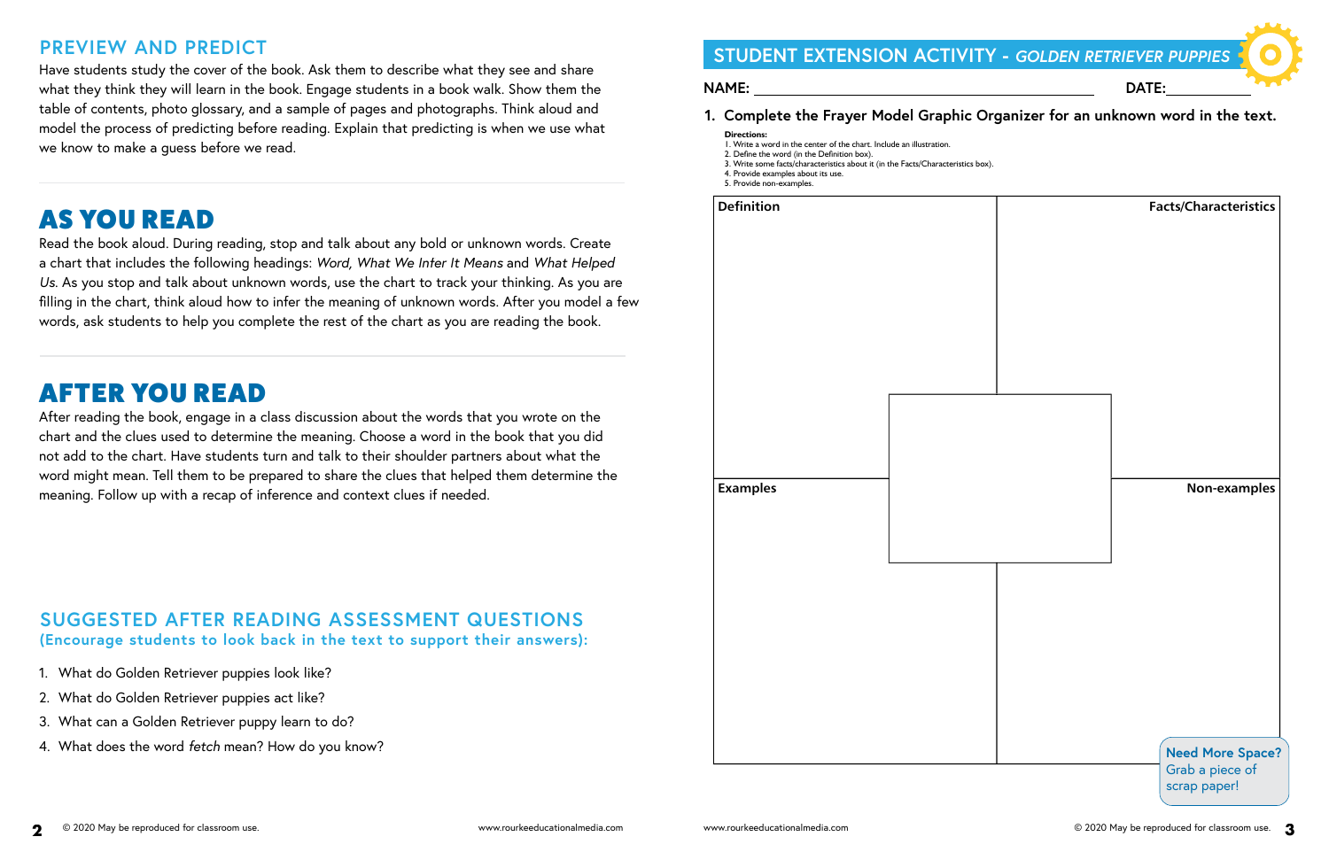## PREVIEW AND PREDICT

Have students study the cover of the book. Ask them to describe what they see and share what they think they will learn in the book. Engage students in a book walk. Show them the table of contents, photo glossary, and a sample of pages and photographs. Think aloud and model the process of predicting before reading. Explain that predicting is when we use what we know to make a guess before we read.

# AS YOU READ

Read the book aloud. During reading, stop and talk about any bold or unknown words. Create a chart that includes the following headings: *Word, What We Infer It Means* and *What Helped Us.* As you stop and talk about unknown words, use the chart to track your thinking. As you are filling in the chart, think aloud how to infer the meaning of unknown words. After you model a few words, ask students to help you complete the rest of the chart as you are reading the book.

# AFTER YOU READ

After reading the book, engage in a class discussion about the words that you wrote on the chart and the clues used to determine the meaning. Choose a word in the book that you did not add to the chart. Have students turn and talk to their shoulder partners about what the word might mean. Tell them to be prepared to share the clues that helped them determine the meaning. Follow up with a recap of inference and context clues if needed.

## SUGGESTED AFTER READING ASSESSMENT QUESTIONS

**(Encourage students to look back in the text to support their answers):**

1. What do Golden Retriever puppies look like?
2. What do Golden Retriever puppies act like?
3. What can a Golden Retriever puppy learn to do?
4. What does the word *fetch* mean? How do you know?

## STUDENT EXTENSION ACTIVITY - *GOLDEN RETRIEVER PUPPIES*

**NAME:** ______________________________ **DATE:** __________

**1. Complete the Frayer Model Graphic Organizer for an unknown word in the text.**

**Directions:**

1. Write a word in the center of the chart. Include an illustration.
2. Define the word (in the Definition box).
3. Write some facts/characteristics about it (in the Facts/Characteristics box).
4. Provide examples about its use.
5. Provide non-examples.

| Definition | Facts/Characteristics |
|---|---|
| | |
| **Examples** | **Non-examples** |
| | |

**Need More Space?** Grab a piece of scrap paper!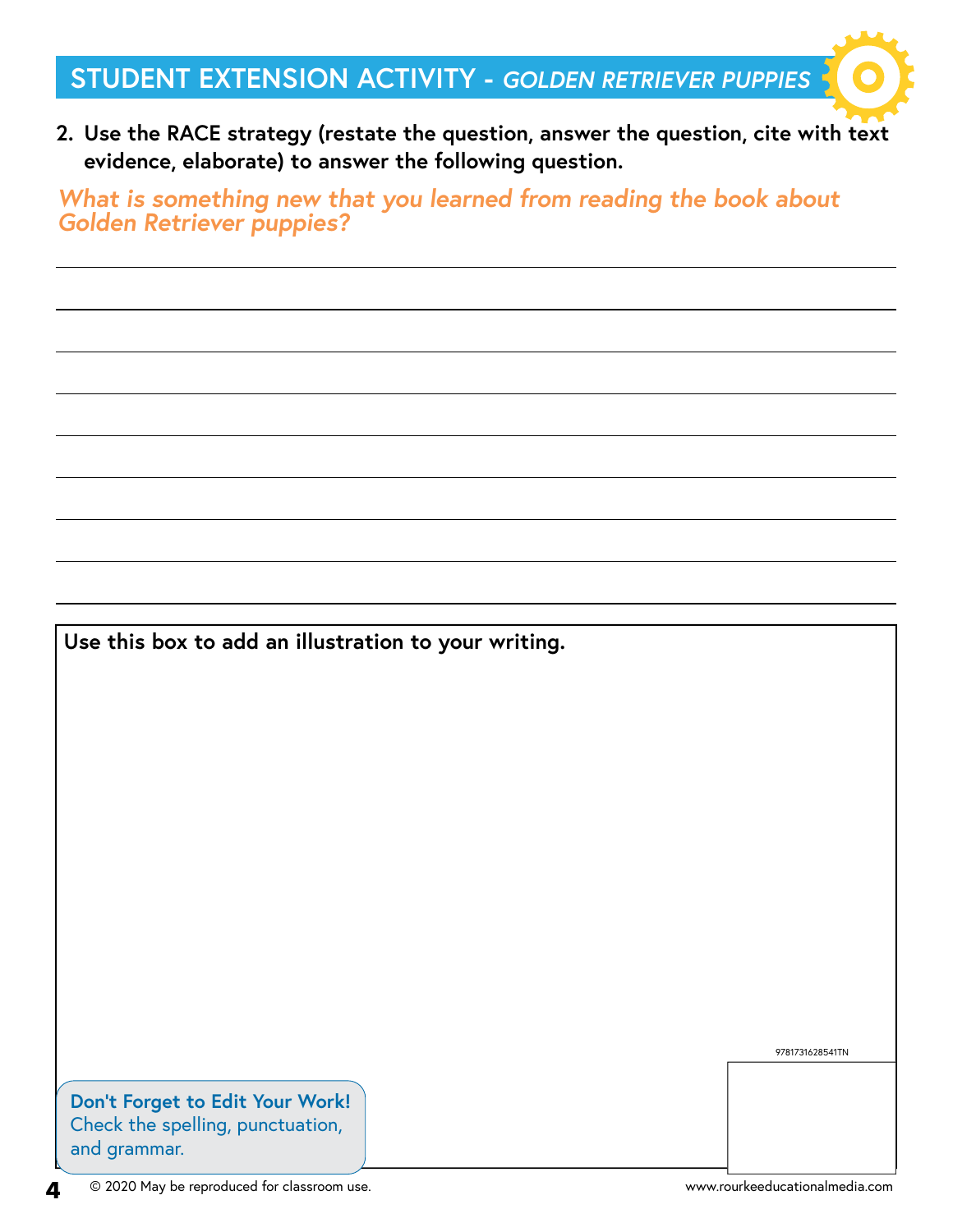## STUDENT EXTENSION ACTIVITY - *GOLDEN RETRIEVER PUPPIES*

**2. Use the RACE strategy (restate the question, answer the question, cite with text evidence, elaborate) to answer the following question.**

*What is something new that you learned from reading the book about Golden Retriever puppies?*

**Use this box to add an illustration to your writing.**

9781731628541TN

**Don't Forget to Edit Your Work!**
Check the spelling, punctuation, and grammar.

© 2020 May be reproduced for classroom use.

www.rourkeeducationalmedia.com